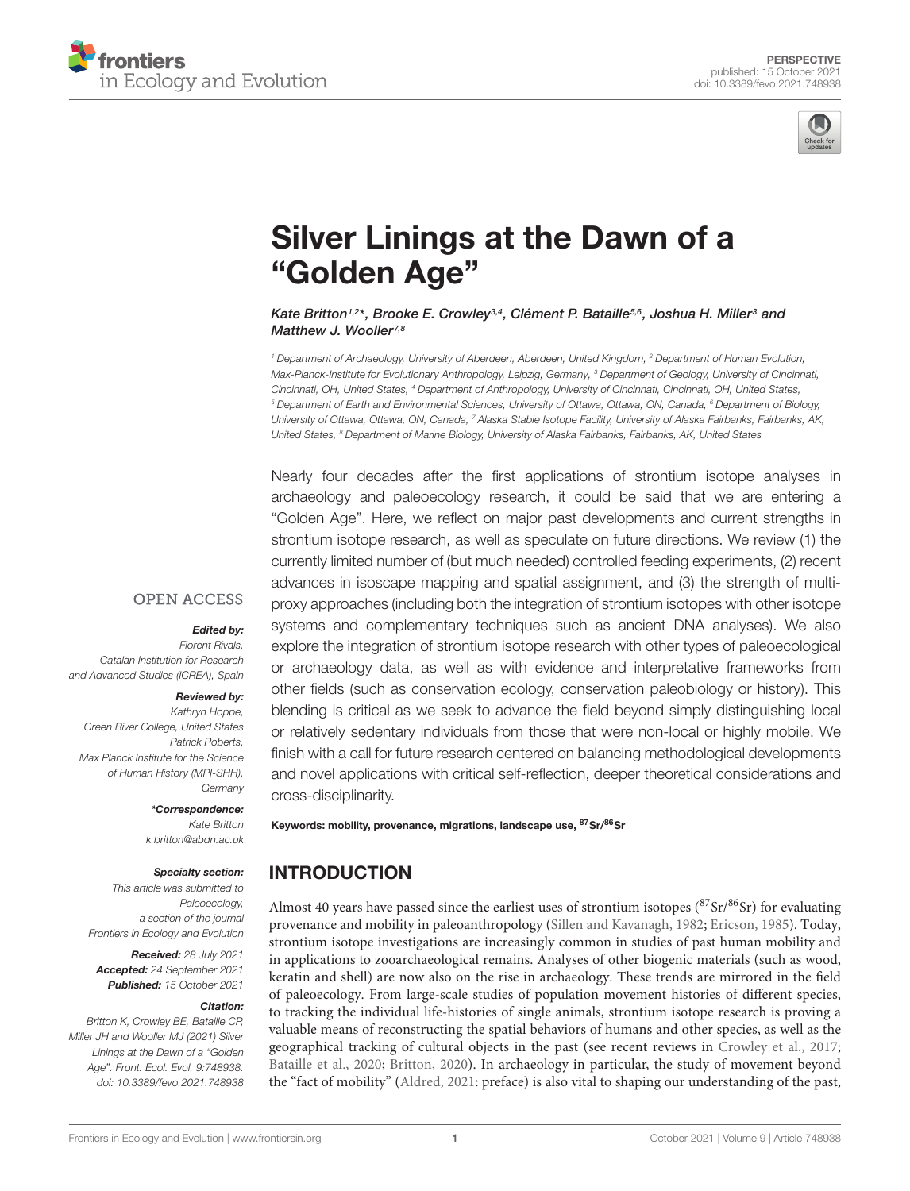PERSPECTIVE
published: 15 October 2021
doi: 10.3389/fevo.2021.748938

# Silver Linings at the Dawn of a "Golden Age"

*Kate Britton[1,2]\*, Brooke E. Crowley[3,4], Clément P. Bataille[5,6], Joshua H. Miller[3] and Matthew J. Wooller[7,8]*

[1] Department of Archaeology, University of Aberdeen, Aberdeen, United Kingdom, [2] Department of Human Evolution, Max-Planck-Institute for Evolutionary Anthropology, Leipzig, Germany, [3] Department of Geology, University of Cincinnati, Cincinnati, OH, United States, [4] Department of Anthropology, University of Cincinnati, Cincinnati, OH, United States, [5] Department of Earth and Environmental Sciences, University of Ottawa, Ottawa, ON, Canada, [6] Department of Biology, University of Ottawa, Ottawa, ON, Canada, [7] Alaska Stable Isotope Facility, University of Alaska Fairbanks, Fairbanks, AK, United States, [8] Department of Marine Biology, University of Alaska Fairbanks, Fairbanks, AK, United States

OPEN ACCESS

***Edited by:***
Florent Rivals,
Catalan Institution for Research and Advanced Studies (ICREA), Spain

***Reviewed by:***
Kathryn Hoppe,
Green River College, United States
Patrick Roberts,
Max Planck Institute for the Science of Human History (MPI-SHH), Germany

***\*Correspondence:***
Kate Britton
k.britton@abdn.ac.uk

***Specialty section:***
This article was submitted to Paleoecology, a section of the journal Frontiers in Ecology and Evolution

***Received:*** 28 July 2021
***Accepted:*** 24 September 2021
***Published:*** 15 October 2021

***Citation:***
Britton K, Crowley BE, Bataille CP, Miller JH and Wooller MJ (2021) Silver Linings at the Dawn of a "Golden Age". Front. Ecol. Evol. 9:748938. doi: 10.3389/fevo.2021.748938

Nearly four decades after the first applications of strontium isotope analyses in archaeology and paleoecology research, it could be said that we are entering a "Golden Age". Here, we reflect on major past developments and current strengths in strontium isotope research, as well as speculate on future directions. We review (1) the currently limited number of (but much needed) controlled feeding experiments, (2) recent advances in isoscape mapping and spatial assignment, and (3) the strength of multi-proxy approaches (including both the integration of strontium isotopes with other isotope systems and complementary techniques such as ancient DNA analyses). We also explore the integration of strontium isotope research with other types of paleoecological or archaeology data, as well as with evidence and interpretative frameworks from other fields (such as conservation ecology, conservation paleobiology or history). This blending is critical as we seek to advance the field beyond simply distinguishing local or relatively sedentary individuals from those that were non-local or highly mobile. We finish with a call for future research centered on balancing methodological developments and novel applications with critical self-reflection, deeper theoretical considerations and cross-disciplinarity.

**Keywords:** mobility, provenance, migrations, landscape use, $^{87}Sr/^{86}Sr$

## INTRODUCTION

Almost 40 years have passed since the earliest uses of strontium isotopes ($^{87}Sr/^{86}Sr$) for evaluating provenance and mobility in paleoanthropology (Sillen and Kavanagh, 1982; Ericson, 1985). Today, strontium isotope investigations are increasingly common in studies of past human mobility and in applications to zooarchaeological remains. Analyses of other biogenic materials (such as wood, keratin and shell) are now also on the rise in archaeology. These trends are mirrored in the field of paleoecology. From large-scale studies of population movement histories of different species, to tracking the individual life-histories of single animals, strontium isotope research is proving a valuable means of reconstructing the spatial behaviors of humans and other species, as well as the geographical tracking of cultural objects in the past (see recent reviews in Crowley et al., 2017; Bataille et al., 2020; Britton, 2020). In archaeology in particular, the study of movement beyond the "fact of mobility" (Aldred, 2021: preface) is also vital to shaping our understanding of the past,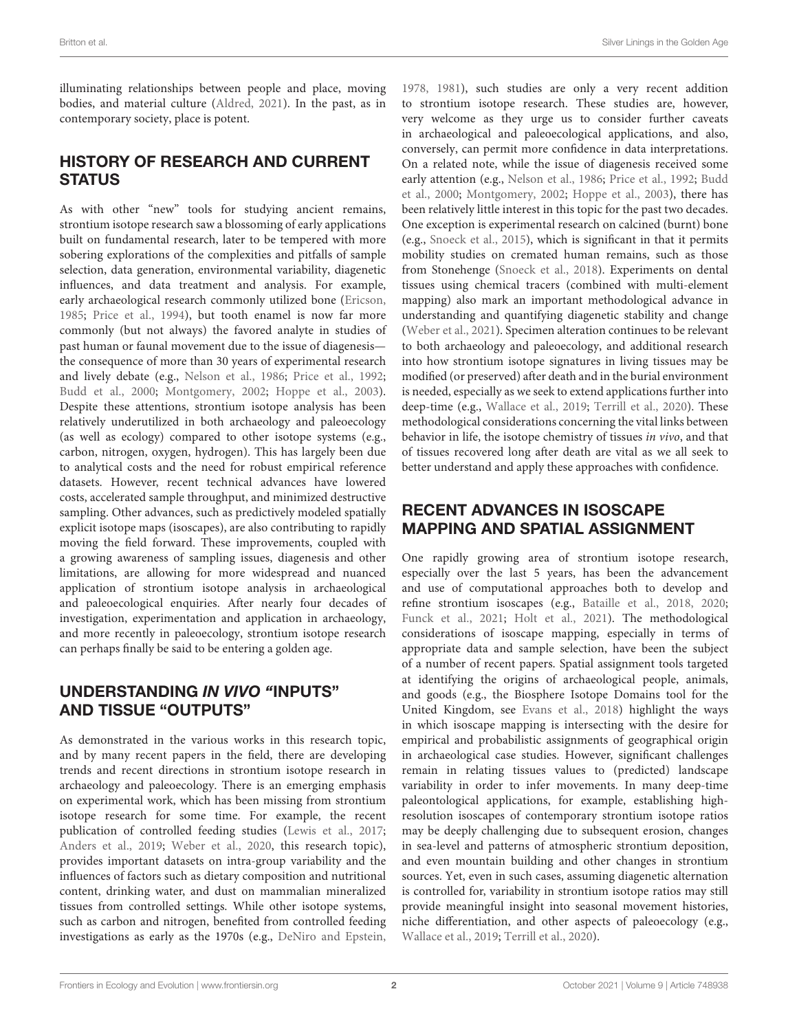illuminating relationships between people and place, moving bodies, and material culture (Aldred, 2021). In the past, as in contemporary society, place is potent.

## HISTORY OF RESEARCH AND CURRENT STATUS

As with other "new" tools for studying ancient remains, strontium isotope research saw a blossoming of early applications built on fundamental research, later to be tempered with more sobering explorations of the complexities and pitfalls of sample selection, data generation, environmental variability, diagenetic influences, and data treatment and analysis. For example, early archaeological research commonly utilized bone (Ericson, 1985; Price et al., 1994), but tooth enamel is now far more commonly (but not always) the favored analyte in studies of past human or faunal movement due to the issue of diagenesis—the consequence of more than 30 years of experimental research and lively debate (e.g., Nelson et al., 1986; Price et al., 1992; Budd et al., 2000; Montgomery, 2002; Hoppe et al., 2003). Despite these attentions, strontium isotope analysis has been relatively underutilized in both archaeology and paleoecology (as well as ecology) compared to other isotope systems (e.g., carbon, nitrogen, oxygen, hydrogen). This has largely been due to analytical costs and the need for robust empirical reference datasets. However, recent technical advances have lowered costs, accelerated sample throughput, and minimized destructive sampling. Other advances, such as predictively modeled spatially explicit isotope maps (isoscapes), are also contributing to rapidly moving the field forward. These improvements, coupled with a growing awareness of sampling issues, diagenesis and other limitations, are allowing for more widespread and nuanced application of strontium isotope analysis in archaeological and paleoecological enquiries. After nearly four decades of investigation, experimentation and application in archaeology, and more recently in paleoecology, strontium isotope research can perhaps finally be said to be entering a golden age.

## UNDERSTANDING *IN VIVO* "INPUTS" AND TISSUE "OUTPUTS"

As demonstrated in the various works in this research topic, and by many recent papers in the field, there are developing trends and recent directions in strontium isotope research in archaeology and paleoecology. There is an emerging emphasis on experimental work, which has been missing from strontium isotope research for some time. For example, the recent publication of controlled feeding studies (Lewis et al., 2017; Anders et al., 2019; Weber et al., 2020, this research topic), provides important datasets on intra-group variability and the influences of factors such as dietary composition and nutritional content, drinking water, and dust on mammalian mineralized tissues from controlled settings. While other isotope systems, such as carbon and nitrogen, benefited from controlled feeding investigations as early as the 1970s (e.g., DeNiro and Epstein, 1978, 1981), such studies are only a very recent addition to strontium isotope research. These studies are, however, very welcome as they urge us to consider further caveats in archaeological and paleoecological applications, and also, conversely, can permit more confidence in data interpretations. On a related note, while the issue of diagenesis received some early attention (e.g., Nelson et al., 1986; Price et al., 1992; Budd et al., 2000; Montgomery, 2002; Hoppe et al., 2003), there has been relatively little interest in this topic for the past two decades. One exception is experimental research on calcined (burnt) bone (e.g., Snoeck et al., 2015), which is significant in that it permits mobility studies on cremated human remains, such as those from Stonehenge (Snoeck et al., 2018). Experiments on dental tissues using chemical tracers (combined with multi-element mapping) also mark an important methodological advance in understanding and quantifying diagenetic stability and change (Weber et al., 2021). Specimen alteration continues to be relevant to both archaeology and paleoecology, and additional research into how strontium isotope signatures in living tissues may be modified (or preserved) after death and in the burial environment is needed, especially as we seek to extend applications further into deep-time (e.g., Wallace et al., 2019; Terrill et al., 2020). These methodological considerations concerning the vital links between behavior in life, the isotope chemistry of tissues *in vivo*, and that of tissues recovered long after death are vital as we all seek to better understand and apply these approaches with confidence.

## RECENT ADVANCES IN ISOSCAPE MAPPING AND SPATIAL ASSIGNMENT

One rapidly growing area of strontium isotope research, especially over the last 5 years, has been the advancement and use of computational approaches both to develop and refine strontium isoscapes (e.g., Bataille et al., 2018, 2020; Funck et al., 2021; Holt et al., 2021). The methodological considerations of isoscape mapping, especially in terms of appropriate data and sample selection, have been the subject of a number of recent papers. Spatial assignment tools targeted at identifying the origins of archaeological people, animals, and goods (e.g., the Biosphere Isotope Domains tool for the United Kingdom, see Evans et al., 2018) highlight the ways in which isoscape mapping is intersecting with the desire for empirical and probabilistic assignments of geographical origin in archaeological case studies. However, significant challenges remain in relating tissues values to (predicted) landscape variability in order to infer movements. In many deep-time paleontological applications, for example, establishing high-resolution isoscapes of contemporary strontium isotope ratios may be deeply challenging due to subsequent erosion, changes in sea-level and patterns of atmospheric strontium deposition, and even mountain building and other changes in strontium sources. Yet, even in such cases, assuming diagenetic alternation is controlled for, variability in strontium isotope ratios may still provide meaningful insight into seasonal movement histories, niche differentiation, and other aspects of paleoecology (e.g., Wallace et al., 2019; Terrill et al., 2020).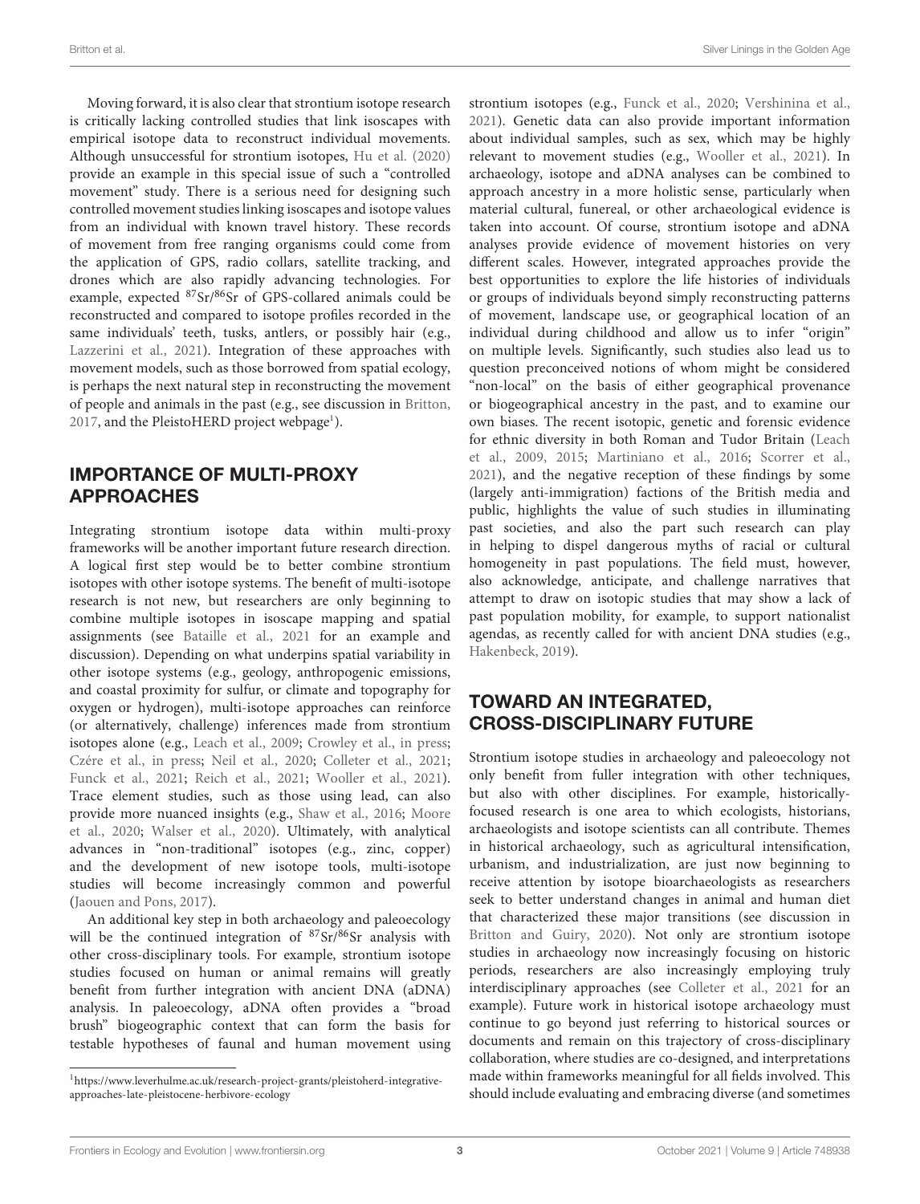Moving forward, it is also clear that strontium isotope research is critically lacking controlled studies that link isoscapes with empirical isotope data to reconstruct individual movements. Although unsuccessful for strontium isotopes, Hu et al. (2020) provide an example in this special issue of such a "controlled movement" study. There is a serious need for designing such controlled movement studies linking isoscapes and isotope values from an individual with known travel history. These records of movement from free ranging organisms could come from the application of GPS, radio collars, satellite tracking, and drones which are also rapidly advancing technologies. For example, expected $^{87}Sr/^{86}Sr$ of GPS-collared animals could be reconstructed and compared to isotope profiles recorded in the same individuals' teeth, tusks, antlers, or possibly hair (e.g., Lazzerini et al., 2021). Integration of these approaches with movement models, such as those borrowed from spatial ecology, is perhaps the next natural step in reconstructing the movement of people and animals in the past (e.g., see discussion in Britton, 2017, and the PleistoHERD project webpage[1]).

## IMPORTANCE OF MULTI-PROXY APPROACHES

Integrating strontium isotope data within multi-proxy frameworks will be another important future research direction. A logical first step would be to better combine strontium isotopes with other isotope systems. The benefit of multi-isotope research is not new, but researchers are only beginning to combine multiple isotopes in isoscape mapping and spatial assignments (see Bataille et al., 2021 for an example and discussion). Depending on what underpins spatial variability in other isotope systems (e.g., geology, anthropogenic emissions, and coastal proximity for sulfur, or climate and topography for oxygen or hydrogen), multi-isotope approaches can reinforce (or alternatively, challenge) inferences made from strontium isotopes alone (e.g., Leach et al., 2009; Crowley et al., in press; Czére et al., in press; Neil et al., 2020; Colleter et al., 2021; Funck et al., 2021; Reich et al., 2021; Wooller et al., 2021). Trace element studies, such as those using lead, can also provide more nuanced insights (e.g., Shaw et al., 2016; Moore et al., 2020; Walser et al., 2020). Ultimately, with analytical advances in "non-traditional" isotopes (e.g., zinc, copper) and the development of new isotope tools, multi-isotope studies will become increasingly common and powerful (Jaouen and Pons, 2017).

An additional key step in both archaeology and paleoecology will be the continued integration of $^{87}Sr/^{86}Sr$ analysis with other cross-disciplinary tools. For example, strontium isotope studies focused on human or animal remains will greatly benefit from further integration with ancient DNA (aDNA) analysis. In paleoecology, aDNA often provides a "broad brush" biogeographic context that can form the basis for testable hypotheses of faunal and human movement using strontium isotopes (e.g., Funck et al., 2020; Vershinina et al., 2021). Genetic data can also provide important information about individual samples, such as sex, which may be highly relevant to movement studies (e.g., Wooller et al., 2021). In archaeology, isotope and aDNA analyses can be combined to approach ancestry in a more holistic sense, particularly when material cultural, funereal, or other archaeological evidence is taken into account. Of course, strontium isotope and aDNA analyses provide evidence of movement histories on very different scales. However, integrated approaches provide the best opportunities to explore the life histories of individuals or groups of individuals beyond simply reconstructing patterns of movement, landscape use, or geographical location of an individual during childhood and allow us to infer "origin" on multiple levels. Significantly, such studies also lead us to question preconceived notions of whom might be considered "non-local" on the basis of either geographical provenance or biogeographical ancestry in the past, and to examine our own biases. The recent isotopic, genetic and forensic evidence for ethnic diversity in both Roman and Tudor Britain (Leach et al., 2009, 2015; Martiniano et al., 2016; Scorrer et al., 2021), and the negative reception of these findings by some (largely anti-immigration) factions of the British media and public, highlights the value of such studies in illuminating past societies, and also the part such research can play in helping to dispel dangerous myths of racial or cultural homogeneity in past populations. The field must, however, also acknowledge, anticipate, and challenge narratives that attempt to draw on isotopic studies that may show a lack of past population mobility, for example, to support nationalist agendas, as recently called for with ancient DNA studies (e.g., Hakenbeck, 2019).

## TOWARD AN INTEGRATED, CROSS-DISCIPLINARY FUTURE

Strontium isotope studies in archaeology and paleoecology not only benefit from fuller integration with other techniques, but also with other disciplines. For example, historically-focused research is one area to which ecologists, historians, archaeologists and isotope scientists can all contribute. Themes in historical archaeology, such as agricultural intensification, urbanism, and industrialization, are just now beginning to receive attention by isotope bioarchaeologists as researchers seek to better understand changes in animal and human diet that characterized these major transitions (see discussion in Britton and Guiry, 2020). Not only are strontium isotope studies in archaeology now increasingly focusing on historic periods, researchers are also increasingly employing truly interdisciplinary approaches (see Colleter et al., 2021 for an example). Future work in historical isotope archaeology must continue to go beyond just referring to historical sources or documents and remain on this trajectory of cross-disciplinary collaboration, where studies are co-designed, and interpretations made within frameworks meaningful for all fields involved. This should include evaluating and embracing diverse (and sometimes

[1] https://www.leverhulme.ac.uk/research-project-grants/pleistoherd-integrative-approaches-late-pleistocene-herbivore-ecology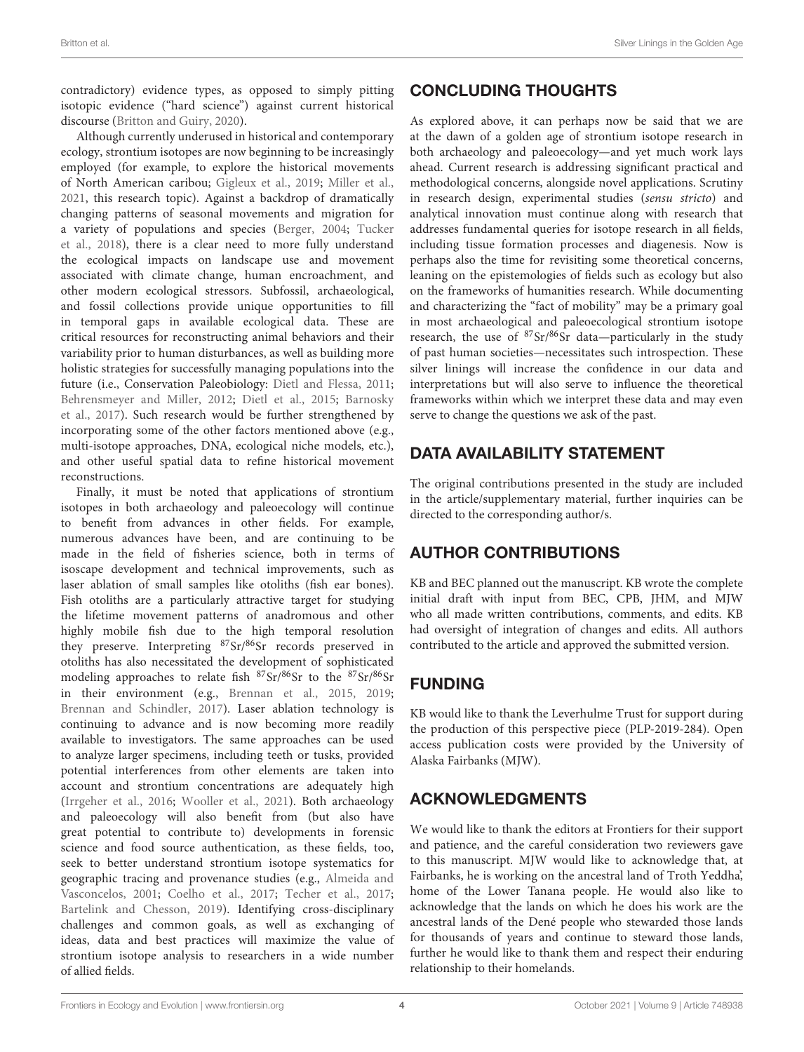contradictory) evidence types, as opposed to simply pitting isotopic evidence ("hard science") against current historical discourse (Britton and Guiry, 2020).

Although currently underused in historical and contemporary ecology, strontium isotopes are now beginning to be increasingly employed (for example, to explore the historical movements of North American caribou; Gigleux et al., 2019; Miller et al., 2021, this research topic). Against a backdrop of dramatically changing patterns of seasonal movements and migration for a variety of populations and species (Berger, 2004; Tucker et al., 2018), there is a clear need to more fully understand the ecological impacts on landscape use and movement associated with climate change, human encroachment, and other modern ecological stressors. Subfossil, archaeological, and fossil collections provide unique opportunities to fill in temporal gaps in available ecological data. These are critical resources for reconstructing animal behaviors and their variability prior to human disturbances, as well as building more holistic strategies for successfully managing populations into the future (i.e., Conservation Paleobiology: Dietl and Flessa, 2011; Behrensmeyer and Miller, 2012; Dietl et al., 2015; Barnosky et al., 2017). Such research would be further strengthened by incorporating some of the other factors mentioned above (e.g., multi-isotope approaches, DNA, ecological niche models, etc.), and other useful spatial data to refine historical movement reconstructions.

Finally, it must be noted that applications of strontium isotopes in both archaeology and paleoecology will continue to benefit from advances in other fields. For example, numerous advances have been, and are continuing to be made in the field of fisheries science, both in terms of isoscape development and technical improvements, such as laser ablation of small samples like otoliths (fish ear bones). Fish otoliths are a particularly attractive target for studying the lifetime movement patterns of anadromous and other highly mobile fish due to the high temporal resolution they preserve. Interpreting $^{87}Sr/^{86}Sr$ records preserved in otoliths has also necessitated the development of sophisticated modeling approaches to relate fish $^{87}Sr/^{86}Sr$ to the $^{87}Sr/^{86}Sr$ in their environment (e.g., Brennan et al., 2015, 2019; Brennan and Schindler, 2017). Laser ablation technology is continuing to advance and is now becoming more readily available to investigators. The same approaches can be used to analyze larger specimens, including teeth or tusks, provided potential interferences from other elements are taken into account and strontium concentrations are adequately high (Irrgeher et al., 2016; Wooller et al., 2021). Both archaeology and paleoecology will also benefit from (but also have great potential to contribute to) developments in forensic science and food source authentication, as these fields, too, seek to better understand strontium isotope systematics for geographic tracing and provenance studies (e.g., Almeida and Vasconcelos, 2001; Coelho et al., 2017; Techer et al., 2017; Bartelink and Chesson, 2019). Identifying cross-disciplinary challenges and common goals, as well as exchanging of ideas, data and best practices will maximize the value of strontium isotope analysis to researchers in a wide number of allied fields.

## CONCLUDING THOUGHTS

As explored above, it can perhaps now be said that we are at the dawn of a golden age of strontium isotope research in both archaeology and paleoecology—and yet much work lays ahead. Current research is addressing significant practical and methodological concerns, alongside novel applications. Scrutiny in research design, experimental studies (*sensu stricto*) and analytical innovation must continue along with research that addresses fundamental queries for isotope research in all fields, including tissue formation processes and diagenesis. Now is perhaps also the time for revisiting some theoretical concerns, leaning on the epistemologies of fields such as ecology but also on the frameworks of humanities research. While documenting and characterizing the "fact of mobility" may be a primary goal in most archaeological and paleoecological strontium isotope research, the use of $^{87}Sr/^{86}Sr$ data—particularly in the study of past human societies—necessitates such introspection. These silver linings will increase the confidence in our data and interpretations but will also serve to influence the theoretical frameworks within which we interpret these data and may even serve to change the questions we ask of the past.

## DATA AVAILABILITY STATEMENT

The original contributions presented in the study are included in the article/supplementary material, further inquiries can be directed to the corresponding author/s.

## AUTHOR CONTRIBUTIONS

KB and BEC planned out the manuscript. KB wrote the complete initial draft with input from BEC, CPB, JHM, and MJW who all made written contributions, comments, and edits. KB had oversight of integration of changes and edits. All authors contributed to the article and approved the submitted version.

## FUNDING

KB would like to thank the Leverhulme Trust for support during the production of this perspective piece (PLP-2019-284). Open access publication costs were provided by the University of Alaska Fairbanks (MJW).

## ACKNOWLEDGMENTS

We would like to thank the editors at Frontiers for their support and patience, and the careful consideration two reviewers gave to this manuscript. MJW would like to acknowledge that, at Fairbanks, he is working on the ancestral land of Troth Yeddha', home of the Lower Tanana people. He would also like to acknowledge that the lands on which he does his work are the ancestral lands of the Dené people who stewarded those lands for thousands of years and continue to steward those lands, further he would like to thank them and respect their enduring relationship to their homelands.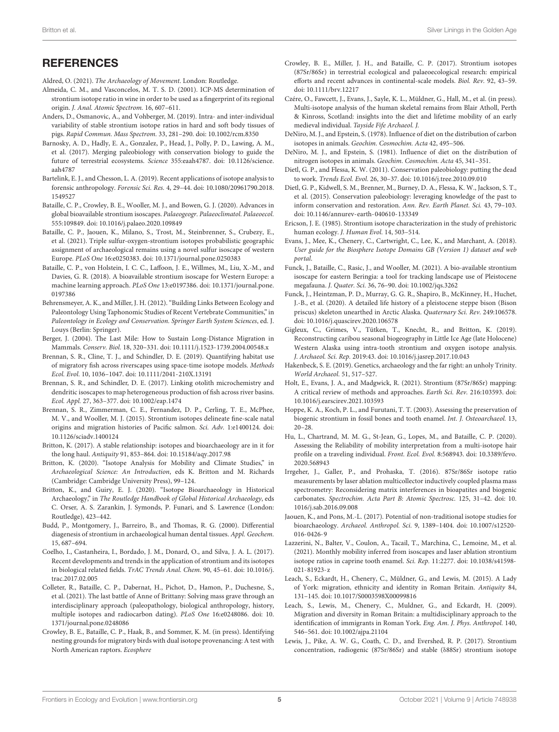## REFERENCES

Aldred, O. (2021). *The Archaeology of Movement*. London: Routledge.

Almeida, C. M., and Vasconcelos, M. T. S. D. (2001). ICP-MS determination of strontium isotope ratio in wine in order to be used as a fingerprint of its regional origin. *J. Anal. Atomic Spectrom.* 16, 607–611.

Anders, D., Osmanovic, A., and Vohberger, M. (2019). Intra- and inter-individual variability of stable strontium isotope ratios in hard and soft body tissues of pigs. *Rapid Commun. Mass Spectrom.* 33, 281–290. doi: 10.1002/rcm.8350

Barnosky, A. D., Hadly, E. A., Gonzalez, P., Head, J., Polly, P. D., Lawing, A. M., et al. (2017). Merging paleobiology with conservation biology to guide the future of terrestrial ecosystems. *Science* 355:eaah4787. doi: 10.1126/science.aah4787

Bartelink, E. J., and Chesson, L. A. (2019). Recent applications of isotope analysis to forensic anthropology. *Forensic Sci. Res.* 4, 29–44. doi: 10.1080/20961790.2018.1549527

Bataille, C. P., Crowley, B. E., Wooller, M. J., and Bowen, G. J. (2020). Advances in global bioavailable strontium isoscapes. *Palaeogeogr. Palaeoclimatol. Palaeoecol.* 555:109849. doi: 10.1016/j.palaeo.2020.109849

Bataille, C. P., Jaouen, K., Milano, S., Trost, M., Steinbrenner, S., Crubezy, E., et al. (2021). Triple sulfur-oxygen-strontium isotopes probabilistic geographic assignment of archaeological remains using a novel sulfur isoscape of western Europe. *PLoS One* 16:e0250383. doi: 10.1371/journal.pone.0250383

Bataille, C. P., von Holstein, I. C. C., Laffoon, J. E., Willmes, M., Liu, X.-M., and Davies, G. R. (2018). A bioavailable strontium isoscape for Western Europe: a machine learning approach. *PLoS One* 13:e0197386. doi: 10.1371/journal.pone.0197386

Behrensmeyer, A. K., and Miller, J. H. (2012). "Building Links Between Ecology and Paleontology Using Taphonomic Studies of Recent Vertebrate Communities," in *Paleontology in Ecology and Conservation. Springer Earth System Sciences*, ed. J. Louys (Berlin: Springer).

Berger, J. (2004). The Last Mile: How to Sustain Long-Distance Migration in Mammals. *Conserv. Biol.* 18, 320–331. doi: 10.1111/j.1523-1739.2004.00548.x

Brennan, S. R., Cline, T. J., and Schindler, D. E. (2019). Quantifying habitat use of migratory fish across riverscapes using space-time isotope models. *Methods Ecol. Evol.* 10, 1036–1047. doi: 10.1111/2041-210X.13191

Brennan, S. R., and Schindler, D. E. (2017). Linking otolith microchemistry and dendritic isoscapes to map heterogeneous production of fish across river basins. *Ecol. Appl.* 27, 363–377. doi: 10.1002/eap.1474

Brennan, S. R., Zimmerman, C. E., Fernandez, D. P., Cerling, T. E., McPhee, M. V., and Wooller, M. J. (2015). Strontium isotopes delineate fine-scale natal origins and migration histories of Pacific salmon. *Sci. Adv.* 1:e1400124. doi: 10.1126/sciadv.1400124

Britton, K. (2017). A stable relationship: isotopes and bioarchaeology are in it for the long haul. *Antiquity* 91, 853–864. doi: 10.15184/aqy.2017.98

Britton, K. (2020). "Isotope Analysis for Mobility and Climate Studies," in *Archaeological Science: An Introduction*, eds K. Britton and M. Richards (Cambridge: Cambridge University Press), 99–124.

Britton, K., and Guiry, E. J. (2020). "Isotope Bioarchaeology in Historical Archaeology," in *The Routledge Handbook of Global Historical Archaeology*, eds C. Orser, A. S. Zarankin, J. Symonds, P. Funari, and S. Lawrence (London: Routledge), 423–442.

Budd, P., Montgomery, J., Barreiro, B., and Thomas, R. G. (2000). Differential diagenesis of strontium in archaeological human dental tissues. *Appl. Geochem.* 15, 687–694.

Coelho, I., Castanheira, I., Bordado, J. M., Donard, O., and Silva, J. A. L. (2017). Recent developments and trends in the application of strontium and its isotopes in biological related fields. *TrAC Trends Anal. Chem.* 90, 45–61. doi: 10.1016/j.trac.2017.02.005

Colleter, R., Bataille, C. P., Dabernat, H., Pichot, D., Hamon, P., Duchesne, S., et al. (2021). The last battle of Anne of Brittany: Solving mass grave through an interdisciplinary approach (paleopathology, biological anthropology, history, multiple isotopes and radiocarbon dating). *PLoS One* 16:e0248086. doi: 10.1371/journal.pone.0248086

Crowley, B. E., Bataille, C. P., Haak, B., and Sommer, K. M. (in press). Identifying nesting grounds for migratory birds with dual isotope provenancing: A test with North American raptors. *Ecosphere*

Crowley, B. E., Miller, J. H., and Bataille, C. P. (2017). Strontium isotopes (87Sr/86Sr) in terrestrial ecological and palaeoecological research: empirical efforts and recent advances in continental-scale models. *Biol. Rev.* 92, 43–59. doi: 10.1111/brv.12217

Czére, O., Fawcett, J., Evans, J., Sayle, K. L., Müldner, G., Hall, M., et al. (in press). Multi-isotope analysis of the human skeletal remains from Blair Atholl, Perth & Kinross, Scotland: insights into the diet and lifetime mobility of an early medieval individual. *Tayside Fife Archaeol. J.*

DeNiro, M. J., and Epstein, S. (1978). Influence of diet on the distribution of carbon isotopes in animals. *Geochim. Cosmochim. Acta* 42, 495–506.

DeNiro, M. J., and Epstein, S. (1981). Influence of diet on the distribution of nitrogen isotopes in animals. *Geochim. Cosmochim. Acta* 45, 341–351.

Dietl, G. P., and Flessa, K. W. (2011). Conservation paleobiology: putting the dead to work. *Trends Ecol. Evol.* 26, 30–37. doi: 10.1016/j.tree.2010.09.010

Dietl, G. P., Kidwell, S. M., Brenner, M., Burney, D. A., Flessa, K. W., Jackson, S. T., et al. (2015). Conservation paleobiology: leveraging knowledge of the past to inform conservation and restoration. *Ann. Rev. Earth Planet. Sci.* 43, 79–103. doi: 10.1146/annurev-earth-040610-133349

Ericson, J. E. (1985). Strontium isotope characterization in the study of prehistoric human ecology. *J. Human Evol.* 14, 503–514.

Evans, J., Mee, K., Chenery, C., Cartwright, C., Lee, K., and Marchant, A. (2018). *User guide for the Biosphere Isotope Domains GB (Version 1) dataset and web portal.*

Funck, J., Bataille, C., Rasic, J., and Wooller, M. (2021). A bio-available strontium isoscape for eastern Beringia: a tool for tracking landscape use of Pleistocene megafauna. *J. Quater. Sci.* 36, 76–90. doi: 10.1002/jqs.3262

Funck, J., Heintzman, P. D., Murray, G. G. R., Shapiro, B., McKinney, H., Huchet, J.-B., et al. (2020). A detailed life history of a pleistocene steppe bison (Bison priscus) skeleton unearthed in Arctic Alaska. *Quaternary Sci. Rev.* 249:106578. doi: 10.1016/j.quascirev.2020.106578

Gigleux, C., Grimes, V., Tütken, T., Knecht, R., and Britton, K. (2019). Reconstructing caribou seasonal biogeography in Little Ice Age (late Holocene) Western Alaska using intra-tooth strontium and oxygen isotope analysis. *J. Archaeol. Sci. Rep.* 2019:43. doi: 10.1016/j.jasrep.2017.10.043

Hakenbeck, S. E. (2019). Genetics, archaeology and the far right: an unholy Trinity. *World Archaeol.* 51, 517–527.

Holt, E., Evans, J. A., and Madgwick, R. (2021). Strontium (87Sr/86Sr) mapping: A critical review of methods and approaches. *Earth Sci. Rev.* 216:103593. doi: 10.1016/j.earscirev.2021.103593

Hoppe, K. A., Koch, P. L., and Furutani, T. T. (2003). Assessing the preservation of biogenic strontium in fossil bones and tooth enamel. *Int. J. Osteoarchaeol.* 13, 20–28.

Hu, L., Chartrand, M. M. G., St-Jean, G., Lopes, M., and Bataille, C. P. (2020). Assessing the Reliability of mobility interpretation from a multi-isotope hair profile on a traveling individual. *Front. Ecol. Evol.* 8:568943. doi: 10.3389/fevo.2020.568943

Irrgeher, J., Galler, P., and Prohaska, T. (2016). 87Sr/86Sr isotope ratio measurements by laser ablation multicollector inductively coupled plasma mass spectrometry: Reconsidering matrix interferences in bioapatites and biogenic carbonates. *Spectrochim. Acta Part B: Atomic Spectrosc.* 125, 31–42. doi: 10.1016/j.sab.2016.09.008

Jaouen, K., and Pons, M.-L. (2017). Potential of non-traditional isotope studies for bioarchaeology. *Archaeol. Anthropol. Sci.* 9, 1389–1404. doi: 10.1007/s12520-016-0426-9

Lazzerini, N., Balter, V., Coulon, A., Tacail, T., Marchina, C., Lemoine, M., et al. (2021). Monthly mobility inferred from isoscapes and laser ablation strontium isotope ratios in caprine tooth enamel. *Sci. Rep.* 11:2277. doi: 10.1038/s41598-021-81923-z

Leach, S., Eckardt, H., Chenery, C., Müldner, G., and Lewis, M. (2015). A Lady of York: migration, ethnicity and identity in Roman Britain. *Antiquity* 84, 131–145. doi: 10.1017/S0003598X00099816

Leach, S., Lewis, M., Chenery, C., Muldner, G., and Eckardt, H. (2009). Migration and diversity in Roman Britain: a multidisciplinary approach to the identification of immigrants in Roman York. *Eng. Am. J. Phys. Anthropol.* 140, 546–561. doi: 10.1002/ajpa.21104

Lewis, J., Pike, A. W. G., Coath, C. D., and Evershed, R. P. (2017). Strontium concentration, radiogenic (87Sr/86Sr) and stable (δ88Sr) strontium isotope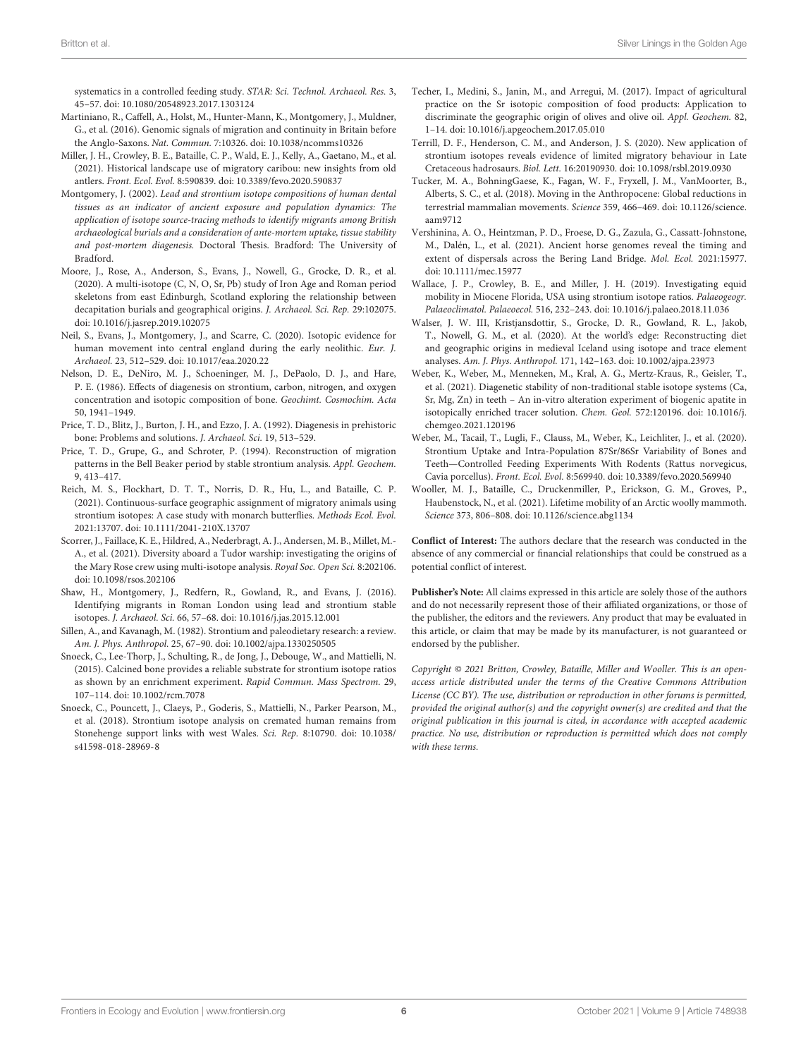systematics in a controlled feeding study. *STAR: Sci. Technol. Archaeol. Res.* 3, 45–57. doi: 10.1080/20548923.2017.1303124

Martiniano, R., Caffell, A., Holst, M., Hunter-Mann, K., Montgomery, J., Muldner, G., et al. (2016). Genomic signals of migration and continuity in Britain before the Anglo-Saxons. *Nat. Commun.* 7:10326. doi: 10.1038/ncomms10326

Miller, J. H., Crowley, B. E., Bataille, C. P., Wald, E. J., Kelly, A., Gaetano, M., et al. (2021). Historical landscape use of migratory caribou: new insights from old antlers. *Front. Ecol. Evol.* 8:590839. doi: 10.3389/fevo.2020.590837

Montgomery, J. (2002). *Lead and strontium isotope compositions of human dental tissues as an indicator of ancient exposure and population dynamics: The application of isotope source-tracing methods to identify migrants among British archaeological burials and a consideration of ante-mortem uptake, tissue stability and post-mortem diagenesis.* Doctoral Thesis. Bradford: The University of Bradford.

Moore, J., Rose, A., Anderson, S., Evans, J., Nowell, G., Grocke, D. R., et al. (2020). A multi-isotope (C, N, O, Sr, Pb) study of Iron Age and Roman period skeletons from east Edinburgh, Scotland exploring the relationship between decapitation burials and geographical origins. *J. Archaeol. Sci. Rep.* 29:102075. doi: 10.1016/j.jasrep.2019.102075

Neil, S., Evans, J., Montgomery, J., and Scarre, C. (2020). Isotopic evidence for human movement into central england during the early neolithic. *Eur. J. Archaeol.* 23, 512–529. doi: 10.1017/eaa.2020.22

Nelson, D. E., DeNiro, M. J., Schoeninger, M. J., DePaolo, D. J., and Hare, P. E. (1986). Effects of diagenesis on strontium, carbon, nitrogen, and oxygen concentration and isotopic composition of bone. *Geochimt. Cosmochim. Acta* 50, 1941–1949.

Price, T. D., Blitz, J., Burton, J. H., and Ezzo, J. A. (1992). Diagenesis in prehistoric bone: Problems and solutions. *J. Archaeol. Sci.* 19, 513–529.

Price, T. D., Grupe, G., and Schroter, P. (1994). Reconstruction of migration patterns in the Bell Beaker period by stable strontium analysis. *Appl. Geochem.* 9, 413–417.

Reich, M. S., Flockhart, D. T. T., Norris, D. R., Hu, L., and Bataille, C. P. (2021). Continuous-surface geographic assignment of migratory animals using strontium isotopes: A case study with monarch butterflies. *Methods Ecol. Evol.* 2021:13707. doi: 10.1111/2041-210X.13707

Scorrer, J., Faillace, K. E., Hildred, A., Nederbragt, A. J., Andersen, M. B., Millet, M.-A., et al. (2021). Diversity aboard a Tudor warship: investigating the origins of the Mary Rose crew using multi-isotope analysis. *Royal Soc. Open Sci.* 8:202106. doi: 10.1098/rsos.202106

Shaw, H., Montgomery, J., Redfern, R., Gowland, R., and Evans, J. (2016). Identifying migrants in Roman London using lead and strontium stable isotopes. *J. Archaeol. Sci.* 66, 57–68. doi: 10.1016/j.jas.2015.12.001

Sillen, A., and Kavanagh, M. (1982). Strontium and paleodietary research: a review. *Am. J. Phys. Anthropol.* 25, 67–90. doi: 10.1002/ajpa.1330250505

Snoeck, C., Lee-Thorp, J., Schulting, R., de Jong, J., Debouge, W., and Mattielli, N. (2015). Calcined bone provides a reliable substrate for strontium isotope ratios as shown by an enrichment experiment. *Rapid Commun. Mass Spectrom.* 29, 107–114. doi: 10.1002/rcm.7078

Snoeck, C., Pouncett, J., Claeys, P., Goderis, S., Mattielli, N., Parker Pearson, M., et al. (2018). Strontium isotope analysis on cremated human remains from Stonehenge support links with west Wales. *Sci. Rep.* 8:10790. doi: 10.1038/s41598-018-28969-8

Techer, I., Medini, S., Janin, M., and Arregui, M. (2017). Impact of agricultural practice on the Sr isotopic composition of food products: Application to discriminate the geographic origin of olives and olive oil. *Appl. Geochem.* 82, 1–14. doi: 10.1016/j.apgeochem.2017.05.010

Terrill, D. F., Henderson, C. M., and Anderson, J. S. (2020). New application of strontium isotopes reveals evidence of limited migratory behaviour in Late Cretaceous hadrosaurs. *Biol. Lett.* 16:20190930. doi: 10.1098/rsbl.2019.0930

Tucker, M. A., BohningGaese, K., Fagan, W. F., Fryxell, J. M., VanMoorter, B., Alberts, S. C., et al. (2018). Moving in the Anthropocene: Global reductions in terrestrial mammalian movements. *Science* 359, 466–469. doi: 10.1126/science.aam9712

Vershinina, A. O., Heintzman, P. D., Froese, D. G., Zazula, G., Cassatt-Johnstone, M., Dalén, L., et al. (2021). Ancient horse genomes reveal the timing and extent of dispersals across the Bering Land Bridge. *Mol. Ecol.* 2021:15977. doi: 10.1111/mec.15977

Wallace, J. P., Crowley, B. E., and Miller, J. H. (2019). Investigating equid mobility in Miocene Florida, USA using strontium isotope ratios. *Palaeogeogr. Palaeoclimatol. Palaeoecol.* 516, 232–243. doi: 10.1016/j.palaeo.2018.11.036

Walser, J. W. III, Kristjansdottir, S., Grocke, D. R., Gowland, R. L., Jakob, T., Nowell, G. M., et al. (2020). At the world's edge: Reconstructing diet and geographic origins in medieval Iceland using isotope and trace element analyses. *Am. J. Phys. Anthropol.* 171, 142–163. doi: 10.1002/ajpa.23973

Weber, K., Weber, M., Menneken, M., Kral, A. G., Mertz-Kraus, R., Geisler, T., et al. (2021). Diagenetic stability of non-traditional stable isotope systems (Ca, Sr, Mg, Zn) in teeth – An in-vitro alteration experiment of biogenic apatite in isotopically enriched tracer solution. *Chem. Geol.* 572:120196. doi: 10.1016/j.chemgeo.2021.120196

Weber, M., Tacail, T., Lugli, F., Clauss, M., Weber, K., Leichliter, J., et al. (2020). Strontium Uptake and Intra-Population 87Sr/86Sr Variability of Bones and Teeth—Controlled Feeding Experiments With Rodents (Rattus norvegicus, Cavia porcellus). *Front. Ecol. Evol.* 8:569940. doi: 10.3389/fevo.2020.569940

Wooller, M. J., Bataille, C., Druckenmiller, P., Erickson, G. M., Groves, P., Haubenstock, N., et al. (2021). Lifetime mobility of an Arctic woolly mammoth. *Science* 373, 806–808. doi: 10.1126/science.abg1134

**Conflict of Interest:** The authors declare that the research was conducted in the absence of any commercial or financial relationships that could be construed as a potential conflict of interest.

**Publisher's Note:** All claims expressed in this article are solely those of the authors and do not necessarily represent those of their affiliated organizations, or those of the publisher, the editors and the reviewers. Any product that may be evaluated in this article, or claim that may be made by its manufacturer, is not guaranteed or endorsed by the publisher.

*Copyright © 2021 Britton, Crowley, Bataille, Miller and Wooller. This is an open-access article distributed under the terms of the Creative Commons Attribution License (CC BY). The use, distribution or reproduction in other forums is permitted, provided the original author(s) and the copyright owner(s) are credited and that the original publication in this journal is cited, in accordance with accepted academic practice. No use, distribution or reproduction is permitted which does not comply with these terms.*